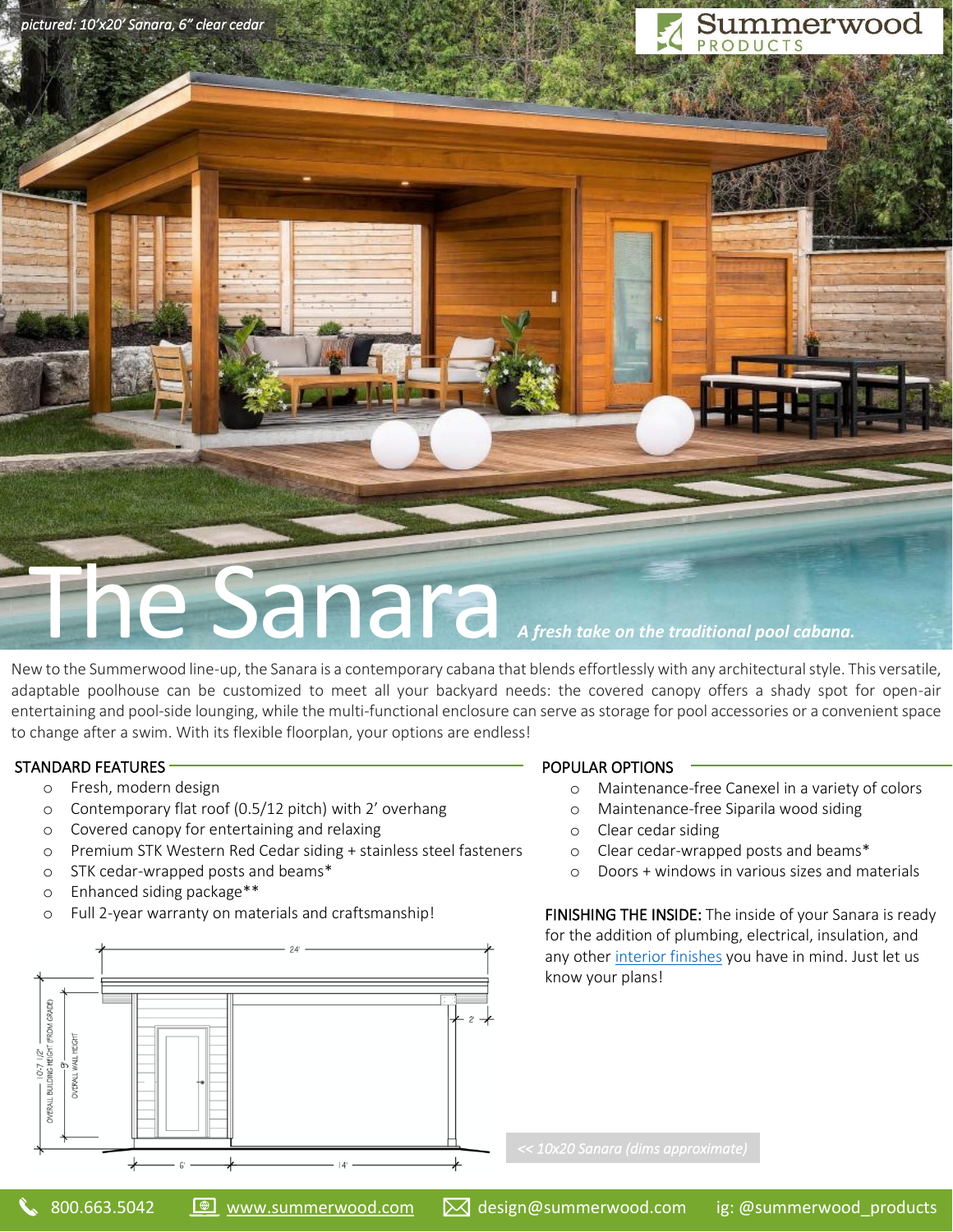*pictured: 10'x20' Sanara, 6" clear cedar*

Summerwood PRODUCTS

# The Sanara

*A fresh take on the traditional pool cabana.*

New to the Summerwood line-up, the Sanara is a contemporary cabana that blends effortlessly with any architectural style. This versatile, adaptable poolhouse can be customized to meet all your backyard needs: the covered canopy offers a shady spot for open-air entertaining and pool-side lounging, while the multi-functional enclosure can serve as storage for pool accessories or a convenient space to change after a swim. With its flexible floorplan, your options are endless!

## STANDARD FEATURES

- Fresh, modern design
- Contemporary flat roof (0.5/12 pitch) with 2' overhang
- Covered canopy for entertaining and relaxing
- Premium STK Western Red Cedar siding + stainless steel fasteners
- STK cedar-wrapped posts and beams*
- Enhanced siding package**
- Full 2-year warranty on materials and craftsmanship!

## POPULAR OPTIONS

- Maintenance-free Canexel in a variety of colors
- Maintenance-free Siparila wood siding
- Clear cedar siding
- Clear cedar-wrapped posts and beams*
- Doors + windows in various sizes and materials

**FINISHING THE INSIDE:** The inside of your Sanara is ready for the addition of plumbing, electrical, insulation, and any other interior finishes you have in mind. Just let us know your plans!

24' | 2' | 10'-7 1/2" OVERALL BUILDING HEIGHT (FROM GRADE) | 9' OVERALL WALL HEIGHT | 6' | 14'

*<< 10x20 Sanara (dims approximate)*

800.663.5042 | www.summerwood.com | design@summerwood.com | ig: @summerwood_products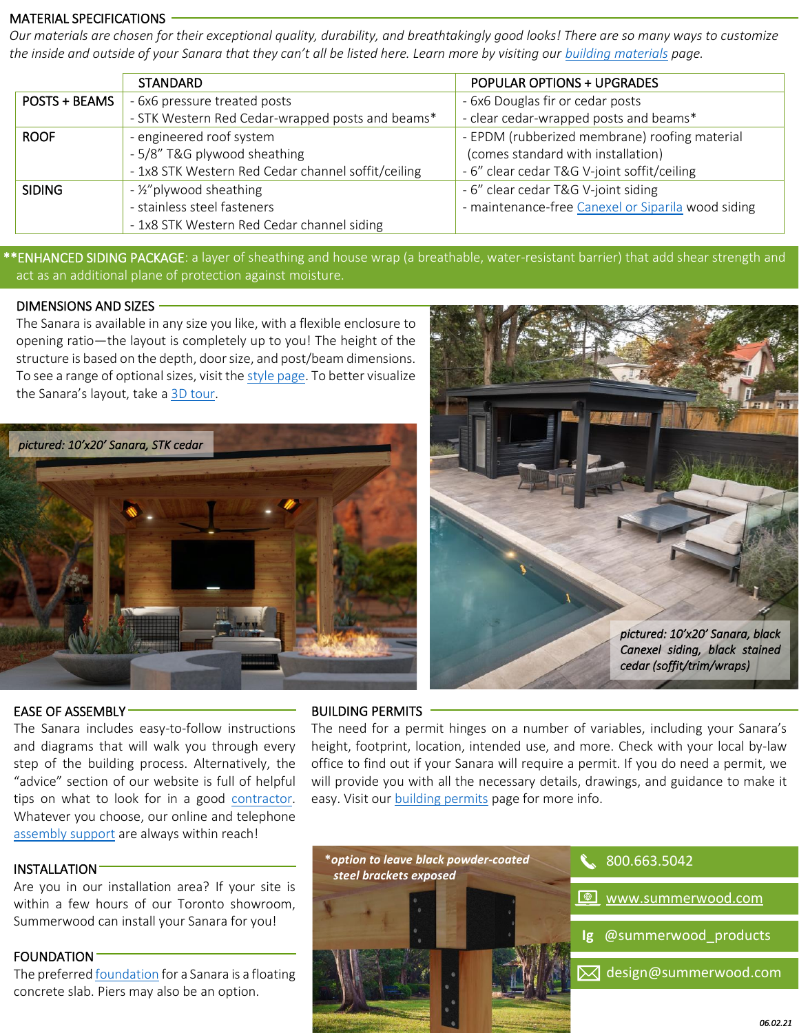## MATERIAL SPECIFICATIONS

*Our materials are chosen for their exceptional quality, durability, and breathtakingly good looks! There are so many ways to customize the inside and outside of your Sanara that they can't all be listed here. Learn more by visiting our building materials page.*

| | STANDARD | POPULAR OPTIONS + UPGRADES |
|---|---|---|
| POSTS + BEAMS | - 6x6 pressure treated posts<br>- STK Western Red Cedar-wrapped posts and beams* | - 6x6 Douglas fir or cedar posts<br>- clear cedar-wrapped posts and beams* |
| ROOF | - engineered roof system<br>- 5/8" T&G plywood sheathing<br>- 1x8 STK Western Red Cedar channel soffit/ceiling | - EPDM (rubberized membrane) roofing material (comes standard with installation)<br>- 6" clear cedar T&G V-joint soffit/ceiling |
| SIDING | - ½"plywood sheathing<br>- stainless steel fasteners<br>- 1x8 STK Western Red Cedar channel siding | - 6" clear cedar T&G V-joint siding<br>- maintenance-free Canexel or Siparila wood siding |

**ENHANCED SIDING PACKAGE: a layer of sheathing and house wrap (a breathable, water-resistant barrier) that add shear strength and act as an additional plane of protection against moisture.

## DIMENSIONS AND SIZES

The Sanara is available in any size you like, with a flexible enclosure to opening ratio—the layout is completely up to you! The height of the structure is based on the depth, door size, and post/beam dimensions. To see a range of optional sizes, visit the style page. To better visualize the Sanara's layout, take a 3D tour.

*pictured: 10'x20' Sanara, STK cedar*

*pictured: 10'x20' Sanara, black Canexel siding, black stained cedar (soffit/trim/wraps)*

## EASE OF ASSEMBLY

The Sanara includes easy-to-follow instructions and diagrams that will walk you through every step of the building process. Alternatively, the "advice" section of our website is full of helpful tips on what to look for in a good contractor. Whatever you choose, our online and telephone assembly support are always within reach!

## INSTALLATION

Are you in our installation area? If your site is within a few hours of our Toronto showroom, Summerwood can install your Sanara for you!

## FOUNDATION

The preferred foundation for a Sanara is a floating concrete slab. Piers may also be an option.

## BUILDING PERMITS

The need for a permit hinges on a number of variables, including your Sanara's height, footprint, location, intended use, and more. Check with your local by-law office to find out if your Sanara will require a permit. If you do need a permit, we will provide you with all the necessary details, drawings, and guidance to make it easy. Visit our building permits page for more info.

*\*option to leave black powder-coated steel brackets exposed*

800.663.5042

www.summerwood.com

@summerwood_products

design@summerwood.com

*06.02.21*